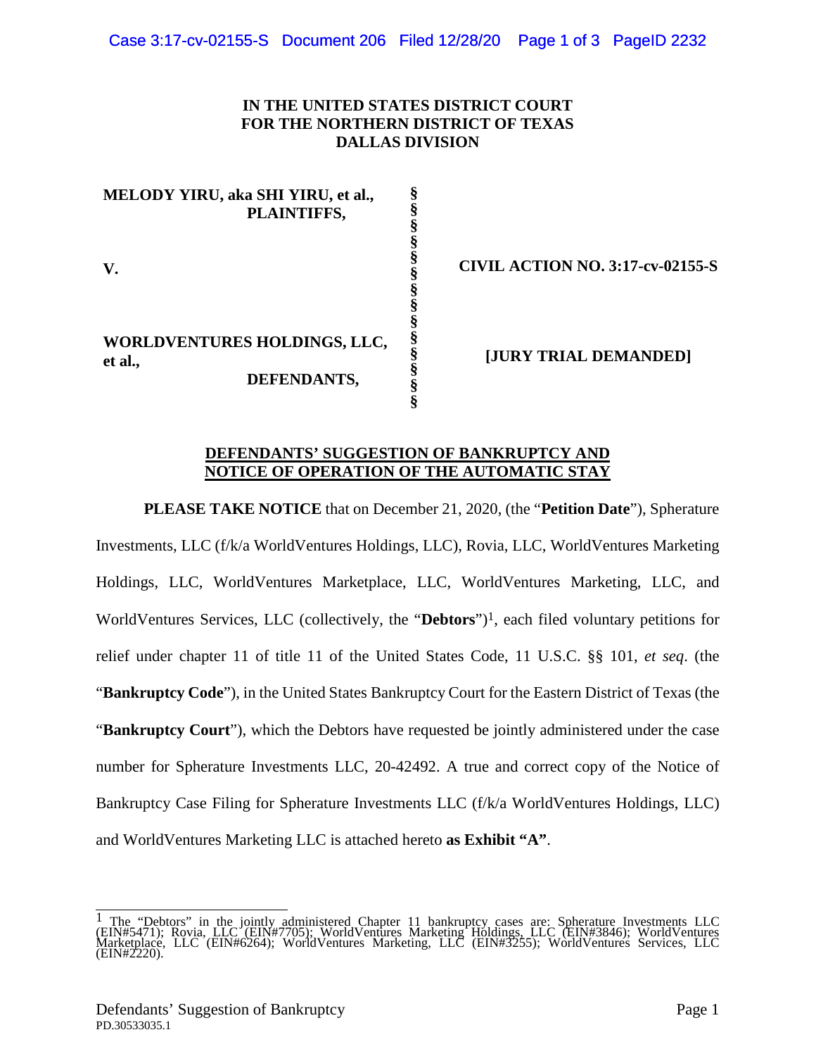**IN THE UNITED STATES DISTRICT COURT**
**FOR THE NORTHERN DISTRICT OF TEXAS**
**DALLAS DIVISION**

| | | |
|---|---|---|
| **MELODY YIRU, aka SHI YIRU, et al., PLAINTIFFS,** | § | |
| **V.** | § | **CIVIL ACTION NO. 3:17-cv-02155-S** |
| **WORLDVENTURES HOLDINGS, LLC, et al., DEFENDANTS,** | § | **[JURY TRIAL DEMANDED]** |

**DEFENDANTS' SUGGESTION OF BANKRUPTCY AND NOTICE OF OPERATION OF THE AUTOMATIC STAY**

**PLEASE TAKE NOTICE** that on December 21, 2020, (the "**Petition Date**"), Spherature Investments, LLC (f/k/a WorldVentures Holdings, LLC), Rovia, LLC, WorldVentures Marketing Holdings, LLC, WorldVentures Marketplace, LLC, WorldVentures Marketing, LLC, and WorldVentures Services, LLC (collectively, the "**Debtors**")[1], each filed voluntary petitions for relief under chapter 11 of title 11 of the United States Code, 11 U.S.C. §§ 101, *et seq*. (the "**Bankruptcy Code**"), in the United States Bankruptcy Court for the Eastern District of Texas (the "**Bankruptcy Court**"), which the Debtors have requested be jointly administered under the case number for Spherature Investments LLC, 20-42492. A true and correct copy of the Notice of Bankruptcy Case Filing for Spherature Investments LLC (f/k/a WorldVentures Holdings, LLC) and WorldVentures Marketing LLC is attached hereto **as Exhibit "A"**.

[1] The "Debtors" in the jointly administered Chapter 11 bankruptcy cases are: Spherature Investments LLC (EIN#5471); Rovia, LLC (EIN#7705); WorldVentures Marketing Holdings, LLC (EIN#3846); WorldVentures Marketplace, LLC (EIN#6264); WorldVentures Marketing, LLC (EIN#3255); WorldVentures Services, LLC (EIN#2220).

Defendants' Suggestion of Bankruptcy
PD.30533035.1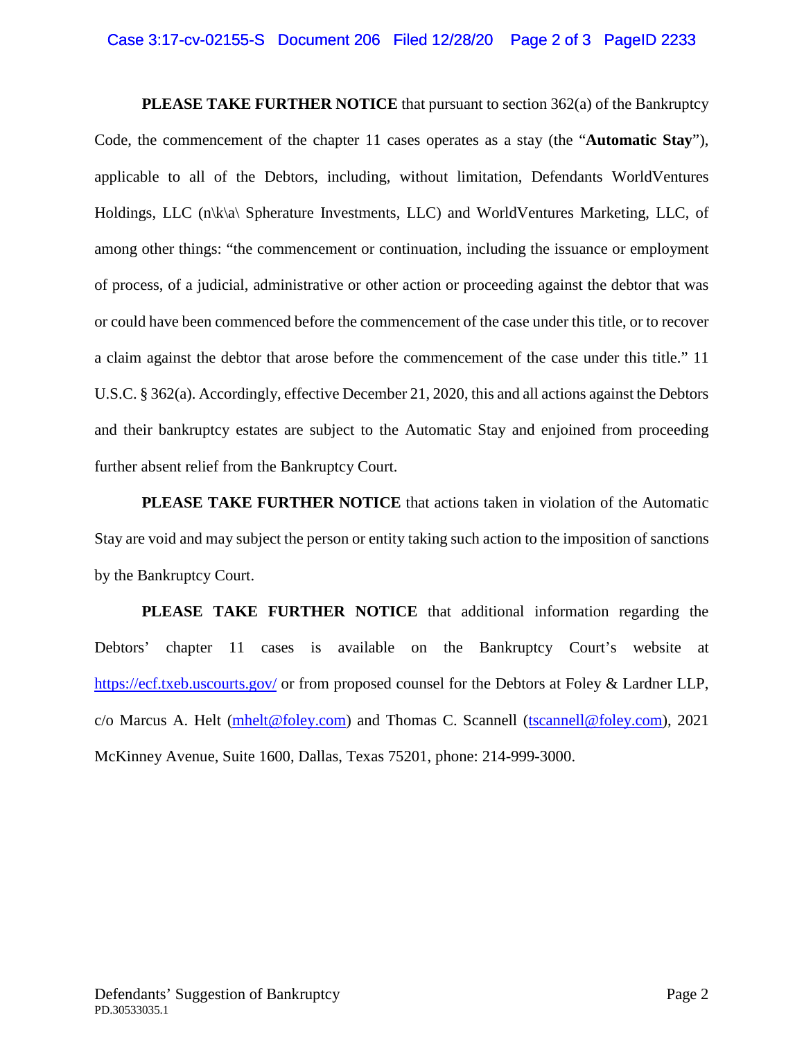**PLEASE TAKE FURTHER NOTICE** that pursuant to section 362(a) of the Bankruptcy Code, the commencement of the chapter 11 cases operates as a stay (the "**Automatic Stay**"), applicable to all of the Debtors, including, without limitation, Defendants WorldVentures Holdings, LLC (n\k\a\ Spherature Investments, LLC) and WorldVentures Marketing, LLC, of among other things: "the commencement or continuation, including the issuance or employment of process, of a judicial, administrative or other action or proceeding against the debtor that was or could have been commenced before the commencement of the case under this title, or to recover a claim against the debtor that arose before the commencement of the case under this title." 11 U.S.C. § 362(a). Accordingly, effective December 21, 2020, this and all actions against the Debtors and their bankruptcy estates are subject to the Automatic Stay and enjoined from proceeding further absent relief from the Bankruptcy Court.

**PLEASE TAKE FURTHER NOTICE** that actions taken in violation of the Automatic Stay are void and may subject the person or entity taking such action to the imposition of sanctions by the Bankruptcy Court.

**PLEASE TAKE FURTHER NOTICE** that additional information regarding the Debtors' chapter 11 cases is available on the Bankruptcy Court's website at https://ecf.txeb.uscourts.gov/ or from proposed counsel for the Debtors at Foley & Lardner LLP, c/o Marcus A. Helt (mhelt@foley.com) and Thomas C. Scannell (tscannell@foley.com), 2021 McKinney Avenue, Suite 1600, Dallas, Texas 75201, phone: 214-999-3000.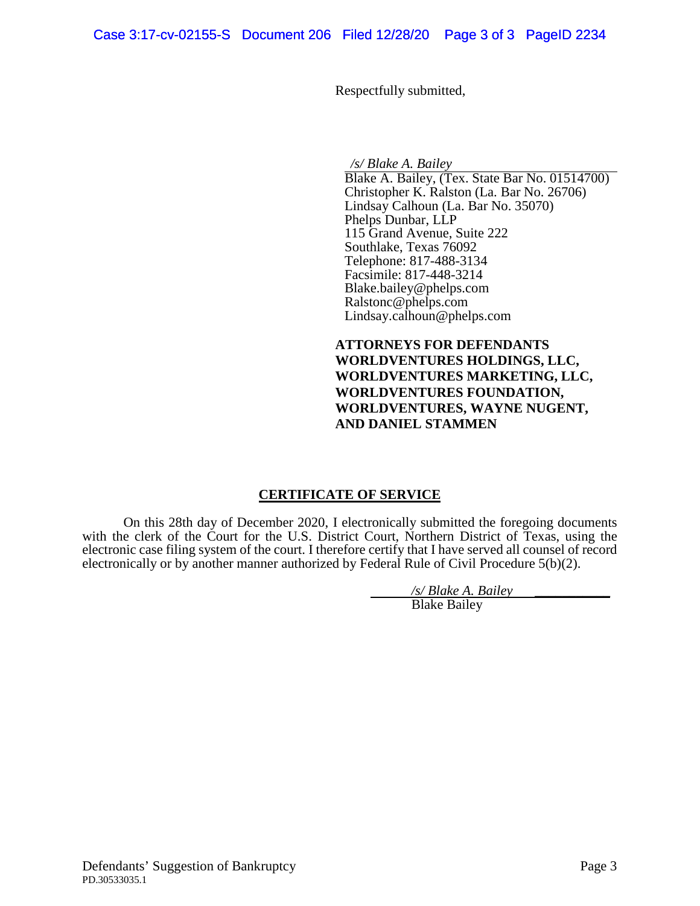Respectfully submitted,

*/s/ Blake A. Bailey*
Blake A. Bailey, (Tex. State Bar No. 01514700)
Christopher K. Ralston (La. Bar No. 26706)
Lindsay Calhoun (La. Bar No. 35070)
Phelps Dunbar, LLP
115 Grand Avenue, Suite 222
Southlake, Texas 76092
Telephone: 817-488-3134
Facsimile: 817-448-3214
Blake.bailey@phelps.com
Ralstonc@phelps.com
Lindsay.calhoun@phelps.com

**ATTORNEYS FOR DEFENDANTS WORLDVENTURES HOLDINGS, LLC, WORLDVENTURES MARKETING, LLC, WORLDVENTURES FOUNDATION, WORLDVENTURES, WAYNE NUGENT, AND DANIEL STAMMEN**

## CERTIFICATE OF SERVICE

On this 28th day of December 2020, I electronically submitted the foregoing documents with the clerk of the Court for the U.S. District Court, Northern District of Texas, using the electronic case filing system of the court. I therefore certify that I have served all counsel of record electronically or by another manner authorized by Federal Rule of Civil Procedure 5(b)(2).

*/s/ Blake A. Bailey*
Blake Bailey

Defendants' Suggestion of Bankruptcy
PD.30533035.1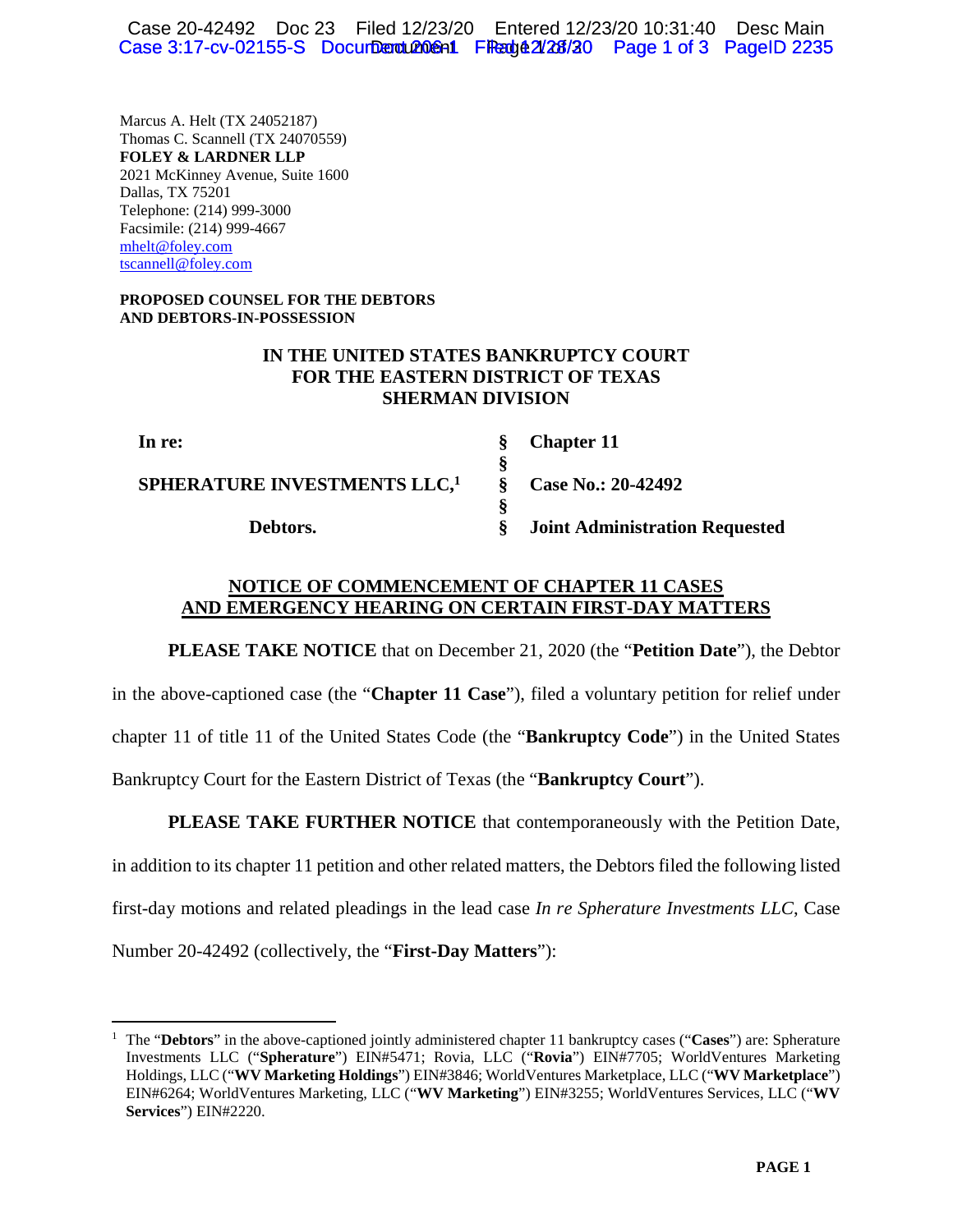Marcus A. Helt (TX 24052187)
Thomas C. Scannell (TX 24070559)
**FOLEY & LARDNER LLP**
2021 McKinney Avenue, Suite 1600
Dallas, TX 75201
Telephone: (214) 999-3000
Facsimile: (214) 999-4667
mhelt@foley.com
tscannell@foley.com

**PROPOSED COUNSEL FOR THE DEBTORS AND DEBTORS-IN-POSSESSION**

**IN THE UNITED STATES BANKRUPTCY COURT**
**FOR THE EASTERN DISTRICT OF TEXAS**
**SHERMAN DIVISION**

| | | |
|---|---|---|
| **In re:** | § | **Chapter 11** |
| | § | |
| **SPHERATURE INVESTMENTS LLC,**[1] | § | **Case No.: 20-42492** |
| | § | |
| **Debtors.** | § | **Joint Administration Requested** |

## NOTICE OF COMMENCEMENT OF CHAPTER 11 CASES AND EMERGENCY HEARING ON CERTAIN FIRST-DAY MATTERS

**PLEASE TAKE NOTICE** that on December 21, 2020 (the "**Petition Date**"), the Debtor in the above-captioned case (the "**Chapter 11 Case**"), filed a voluntary petition for relief under chapter 11 of title 11 of the United States Code (the "**Bankruptcy Code**") in the United States Bankruptcy Court for the Eastern District of Texas (the "**Bankruptcy Court**").

**PLEASE TAKE FURTHER NOTICE** that contemporaneously with the Petition Date, in addition to its chapter 11 petition and other related matters, the Debtors filed the following listed first-day motions and related pleadings in the lead case *In re Spherature Investments LLC*, Case Number 20-42492 (collectively, the "**First-Day Matters**"):

---

[1] The "**Debtors**" in the above-captioned jointly administered chapter 11 bankruptcy cases ("**Cases**") are: Spherature Investments LLC ("**Spherature**") EIN#5471; Rovia, LLC ("**Rovia**") EIN#7705; WorldVentures Marketing Holdings, LLC ("**WV Marketing Holdings**") EIN#3846; WorldVentures Marketplace, LLC ("**WV Marketplace**") EIN#6264; WorldVentures Marketing, LLC ("**WV Marketing**") EIN#3255; WorldVentures Services, LLC ("**WV Services**") EIN#2220.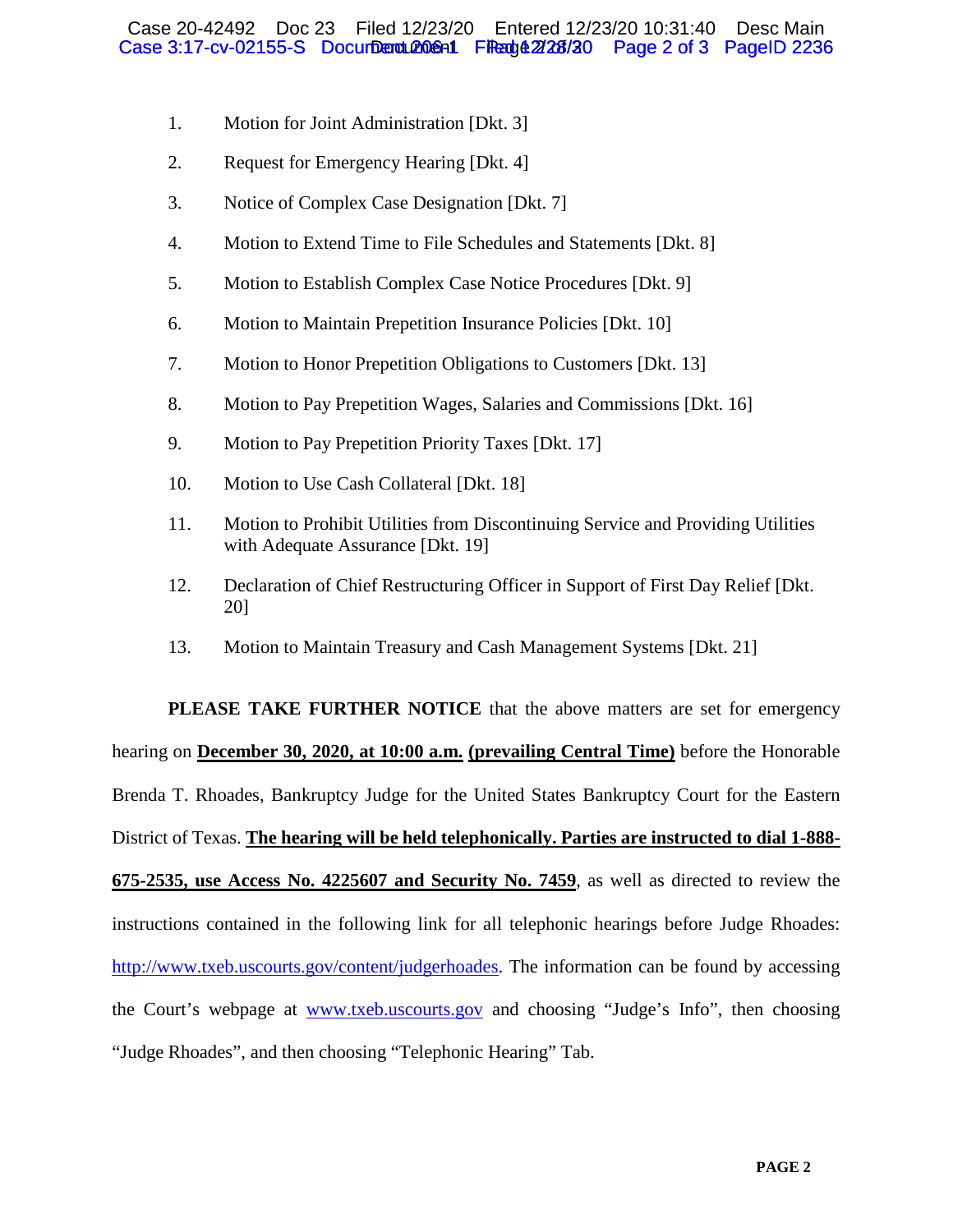1. Motion for Joint Administration [Dkt. 3]

2. Request for Emergency Hearing [Dkt. 4]

3. Notice of Complex Case Designation [Dkt. 7]

4. Motion to Extend Time to File Schedules and Statements [Dkt. 8]

5. Motion to Establish Complex Case Notice Procedures [Dkt. 9]

6. Motion to Maintain Prepetition Insurance Policies [Dkt. 10]

7. Motion to Honor Prepetition Obligations to Customers [Dkt. 13]

8. Motion to Pay Prepetition Wages, Salaries and Commissions [Dkt. 16]

9. Motion to Pay Prepetition Priority Taxes [Dkt. 17]

10. Motion to Use Cash Collateral [Dkt. 18]

11. Motion to Prohibit Utilities from Discontinuing Service and Providing Utilities with Adequate Assurance [Dkt. 19]

12. Declaration of Chief Restructuring Officer in Support of First Day Relief [Dkt. 20]

13. Motion to Maintain Treasury and Cash Management Systems [Dkt. 21]

**PLEASE TAKE FURTHER NOTICE** that the above matters are set for emergency hearing on **December 30, 2020, at 10:00 a.m. (prevailing Central Time)** before the Honorable Brenda T. Rhoades, Bankruptcy Judge for the United States Bankruptcy Court for the Eastern District of Texas. **The hearing will be held telephonically. Parties are instructed to dial 1-888-675-2535, use Access No. 4225607 and Security No. 7459**, as well as directed to review the instructions contained in the following link for all telephonic hearings before Judge Rhoades: http://www.txeb.uscourts.gov/content/judgerhoades. The information can be found by accessing the Court's webpage at www.txeb.uscourts.gov and choosing "Judge's Info", then choosing "Judge Rhoades", and then choosing "Telephonic Hearing" Tab.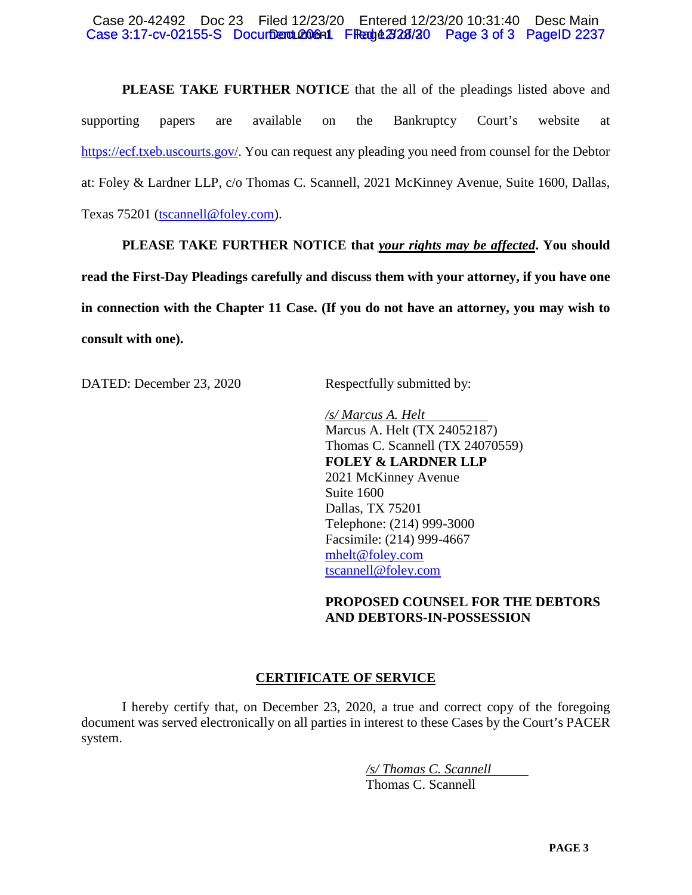**PLEASE TAKE FURTHER NOTICE** that the all of the pleadings listed above and supporting papers are available on the Bankruptcy Court's website at https://ecf.txeb.uscourts.gov/. You can request any pleading you need from counsel for the Debtor at: Foley & Lardner LLP, c/o Thomas C. Scannell, 2021 McKinney Avenue, Suite 1600, Dallas, Texas 75201 (tscannell@foley.com).

**PLEASE TAKE FURTHER NOTICE that *your rights may be affected*. You should read the First-Day Pleadings carefully and discuss them with your attorney, if you have one in connection with the Chapter 11 Case. (If you do not have an attorney, you may wish to consult with one).**

DATED: December 23, 2020

Respectfully submitted by:

*/s/ Marcus A. Helt*
Marcus A. Helt (TX 24052187)
Thomas C. Scannell (TX 24070559)
**FOLEY & LARDNER LLP**
2021 McKinney Avenue
Suite 1600
Dallas, TX 75201
Telephone: (214) 999-3000
Facsimile: (214) 999-4667
mhelt@foley.com
tscannell@foley.com

**PROPOSED COUNSEL FOR THE DEBTORS AND DEBTORS-IN-POSSESSION**

## CERTIFICATE OF SERVICE

I hereby certify that, on December 23, 2020, a true and correct copy of the foregoing document was served electronically on all parties in interest to these Cases by the Court's PACER system.

*/s/ Thomas C. Scannell*
Thomas C. Scannell